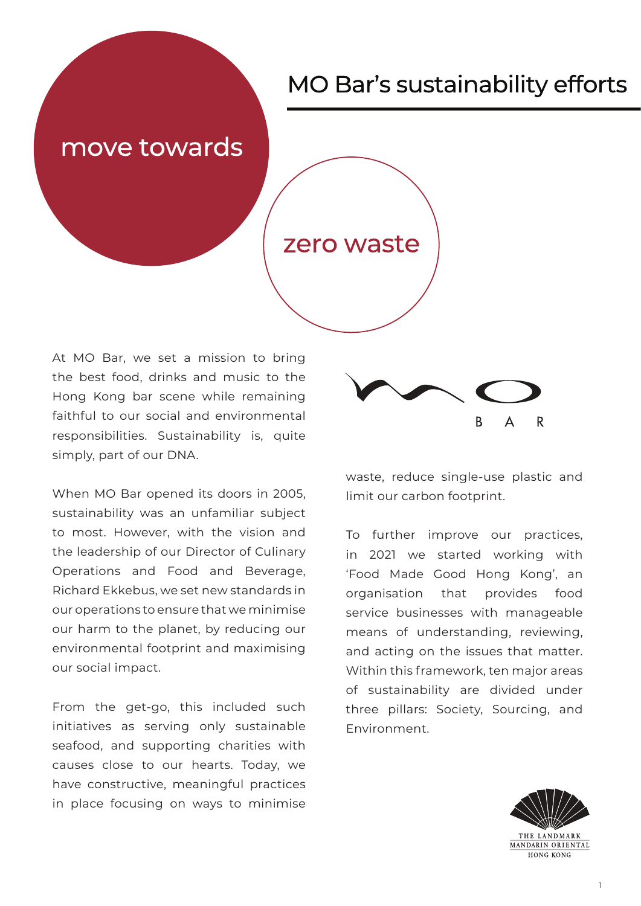# MO Bar's sustainability efforts

## move towards zero waste

At MO Bar, we set a mission to bring the best food, drinks and music to the Hong Kong bar scene while remaining faithful to our social and environmental responsibilities. Sustainability is, quite simply, part of our DNA.

When MO Bar opened its doors in 2005, sustainability was an unfamiliar subject to most. However, with the vision and the leadership of our Director of Culinary Operations and Food and Beverage, Richard Ekkebus, we set new standards in our operations to ensure that we minimise our harm to the planet, by reducing our environmental footprint and maximising our social impact.

From the get-go, this included such initiatives as serving only sustainable seafood, and supporting charities with causes close to our hearts. Today, we have constructive, meaningful practices in place focusing on ways to minimise waste, reduce single-use plastic and limit our carbon footprint.

To further improve our practices, in 2021 we started working with 'Food Made Good Hong Kong', an organisation that provides food service businesses with manageable means of understanding, reviewing, and acting on the issues that matter. Within this framework, ten major areas of sustainability are divided under three pillars: Society, Sourcing, and Environment.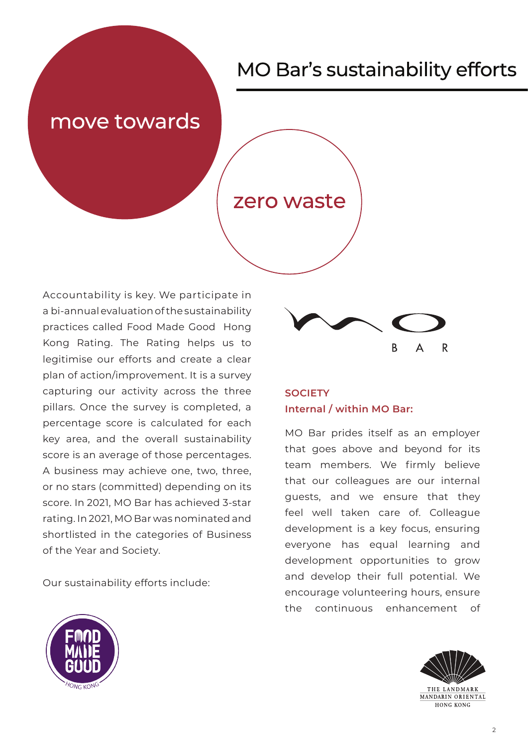# MO Bar's sustainability efforts

## move towards zero waste

Accountability is key. We participate in a bi-annual evaluation of the sustainability practices called Food Made Good Hong Kong Rating. The Rating helps us to legitimise our efforts and create a clear plan of action/improvement. It is a survey capturing our activity across the three pillars. Once the survey is completed, a percentage score is calculated for each key area, and the overall sustainability score is an average of those percentages. A business may achieve one, two, three, or no stars (committed) depending on its score. In 2021, MO Bar has achieved 3-star rating. In 2021, MO Bar was nominated and shortlisted in the categories of Business of the Year and Society.

Our sustainability efforts include:

**SOCIETY**

**Internal / within MO Bar:**

MO Bar prides itself as an employer that goes above and beyond for its team members. We firmly believe that our colleagues are our internal guests, and we ensure that they feel well taken care of. Colleague development is a key focus, ensuring everyone has equal learning and development opportunities to grow and develop their full potential. We encourage volunteering hours, ensure the continuous enhancement of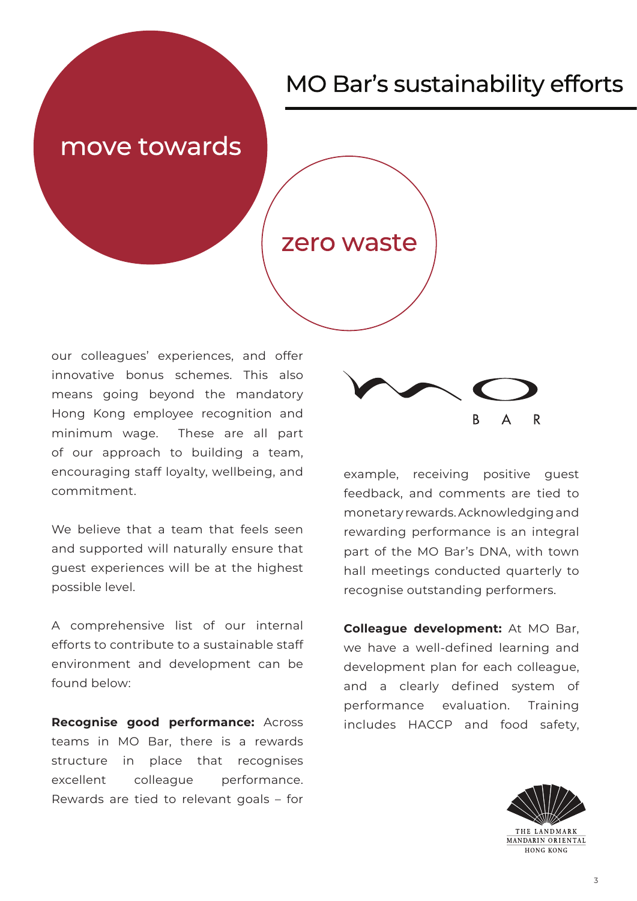# MO Bar's sustainability efforts

move towards

zero waste

our colleagues' experiences, and offer innovative bonus schemes. This also means going beyond the mandatory Hong Kong employee recognition and minimum wage. These are all part of our approach to building a team, encouraging staff loyalty, wellbeing, and commitment.

We believe that a team that feels seen and supported will naturally ensure that guest experiences will be at the highest possible level.

A comprehensive list of our internal efforts to contribute to a sustainable staff environment and development can be found below:

**Recognise good performance:** Across teams in MO Bar, there is a rewards structure in place that recognises excellent colleague performance. Rewards are tied to relevant goals – for example, receiving positive guest feedback, and comments are tied to monetary rewards. Acknowledging and rewarding performance is an integral part of the MO Bar's DNA, with town hall meetings conducted quarterly to recognise outstanding performers.

**Colleague development:** At MO Bar, we have a well-defined learning and development plan for each colleague, and a clearly defined system of performance evaluation. Training includes HACCP and food safety,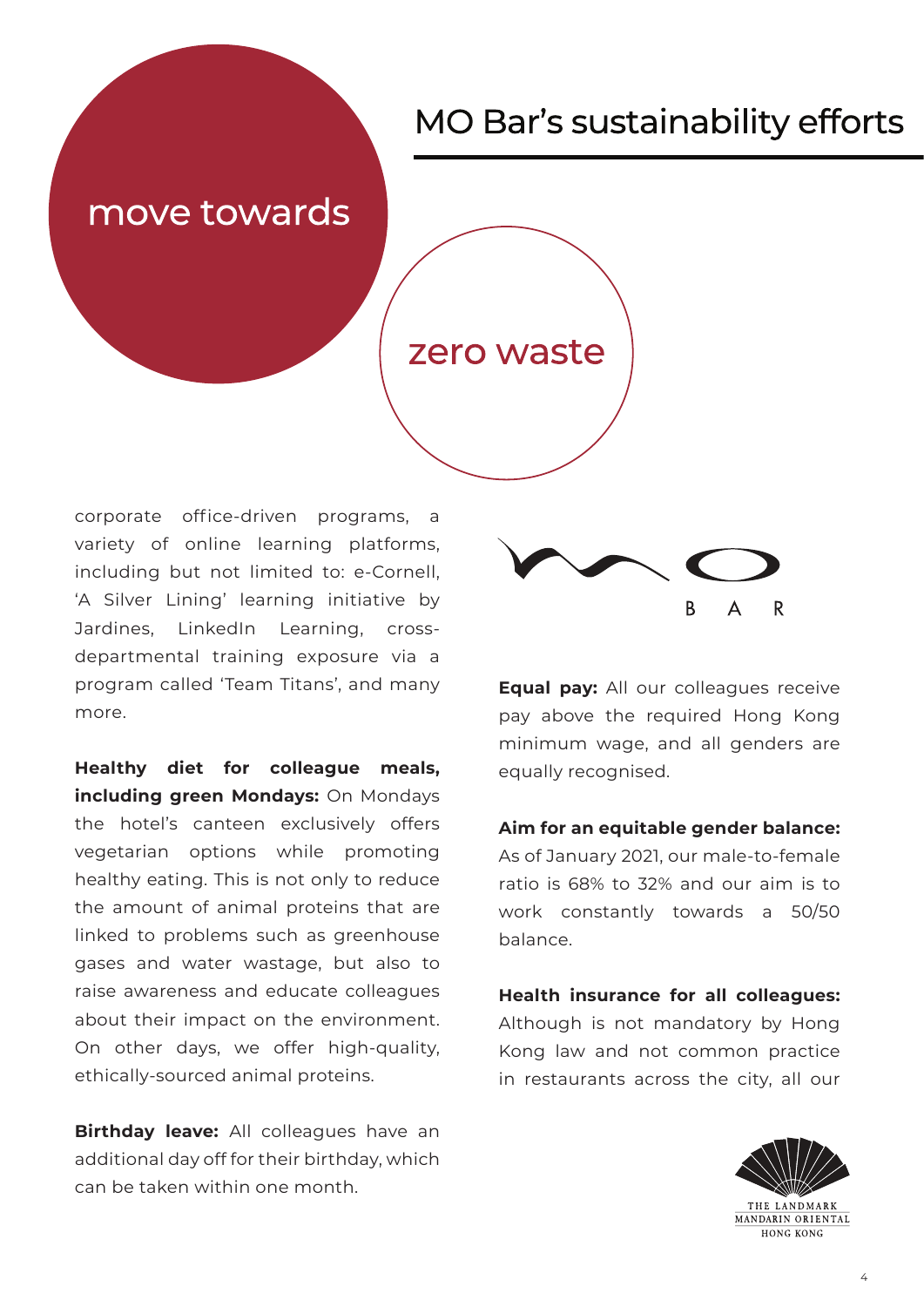# MO Bar's sustainability efforts

## move towards zero waste

corporate office-driven programs, a variety of online learning platforms, including but not limited to: e-Cornell, 'A Silver Lining' learning initiative by Jardines, LinkedIn Learning, cross-departmental training exposure via a program called 'Team Titans', and many more.

**Healthy diet for colleague meals, including green Mondays:** On Mondays the hotel's canteen exclusively offers vegetarian options while promoting healthy eating. This is not only to reduce the amount of animal proteins that are linked to problems such as greenhouse gases and water wastage, but also to raise awareness and educate colleagues about their impact on the environment. On other days, we offer high-quality, ethically-sourced animal proteins.

**Birthday leave:** All colleagues have an additional day off for their birthday, which can be taken within one month.

**Equal pay:** All our colleagues receive pay above the required Hong Kong minimum wage, and all genders are equally recognised.

**Aim for an equitable gender balance:** As of January 2021, our male-to-female ratio is 68% to 32% and our aim is to work constantly towards a 50/50 balance.

**Health insurance for all colleagues:** Although is not mandatory by Hong Kong law and not common practice in restaurants across the city, all our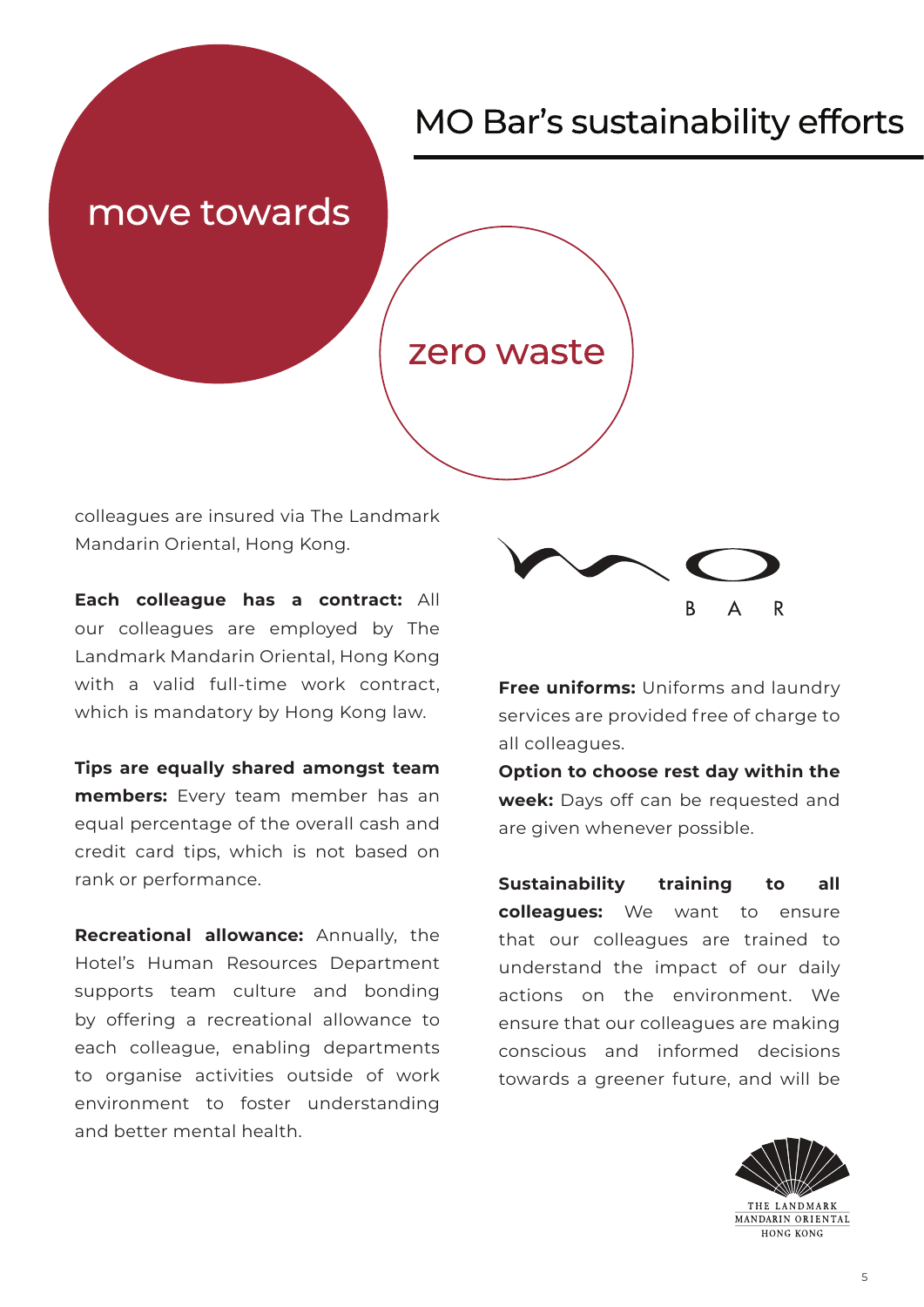# MO Bar's sustainability efforts

move towards

zero waste

colleagues are insured via The Landmark Mandarin Oriental, Hong Kong.

**Each colleague has a contract:** All our colleagues are employed by The Landmark Mandarin Oriental, Hong Kong with a valid full-time work contract, which is mandatory by Hong Kong law.

**Tips are equally shared amongst team members:** Every team member has an equal percentage of the overall cash and credit card tips, which is not based on rank or performance.

**Recreational allowance:** Annually, the Hotel's Human Resources Department supports team culture and bonding by offering a recreational allowance to each colleague, enabling departments to organise activities outside of work environment to foster understanding and better mental health.

**Free uniforms:** Uniforms and laundry services are provided free of charge to all colleagues.

**Option to choose rest day within the week:** Days off can be requested and are given whenever possible.

**Sustainability training to all colleagues:** We want to ensure that our colleagues are trained to understand the impact of our daily actions on the environment. We ensure that our colleagues are making conscious and informed decisions towards a greener future, and will be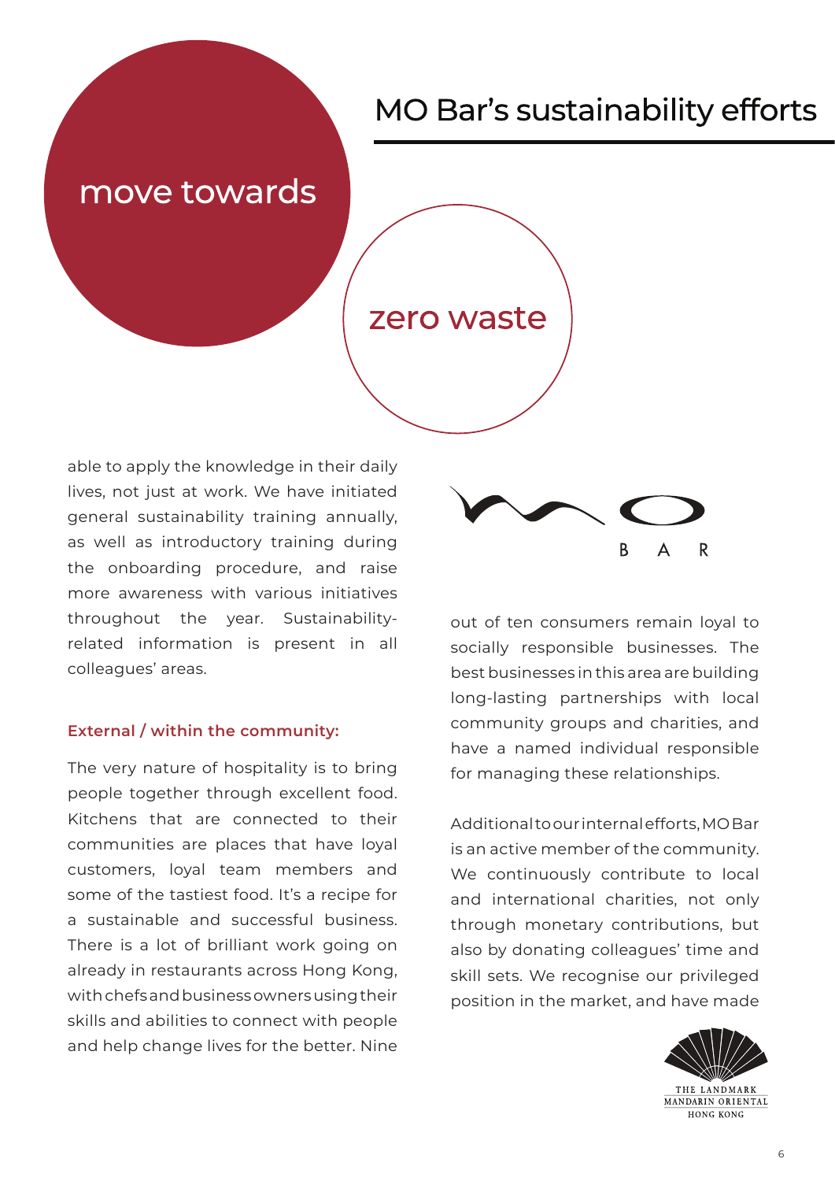# MO Bar's sustainability efforts

## move towards zero waste

able to apply the knowledge in their daily lives, not just at work. We have initiated general sustainability training annually, as well as introductory training during the onboarding procedure, and raise more awareness with various initiatives throughout the year. Sustainability-related information is present in all colleagues' areas.

**External / within the community:**

The very nature of hospitality is to bring people together through excellent food. Kitchens that are connected to their communities are places that have loyal customers, loyal team members and some of the tastiest food. It's a recipe for a sustainable and successful business. There is a lot of brilliant work going on already in restaurants across Hong Kong, with chefs and business owners using their skills and abilities to connect with people and help change lives for the better. Nine out of ten consumers remain loyal to socially responsible businesses. The best businesses in this area are building long-lasting partnerships with local community groups and charities, and have a named individual responsible for managing these relationships.

Additional to our internal efforts, MO Bar is an active member of the community. We continuously contribute to local and international charities, not only through monetary contributions, but also by donating colleagues' time and skill sets. We recognise our privileged position in the market, and have made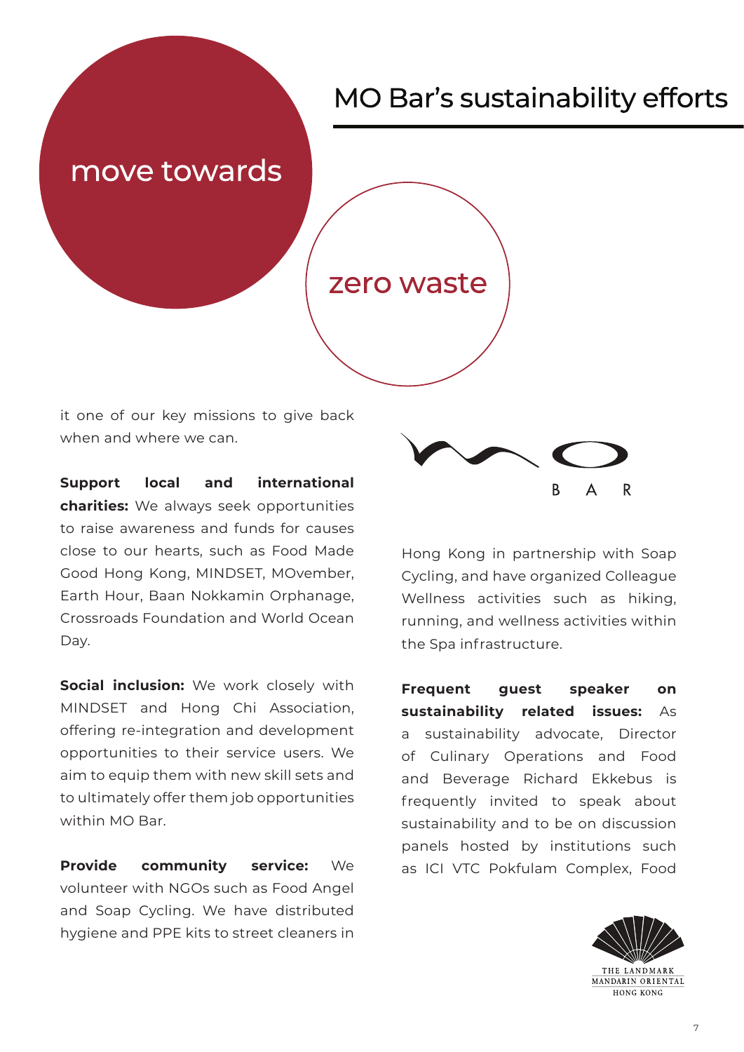# MO Bar's sustainability efforts

move towards

zero waste

it one of our key missions to give back when and where we can.

**Support local and international charities:** We always seek opportunities to raise awareness and funds for causes close to our hearts, such as Food Made Good Hong Kong, MINDSET, MOvember, Earth Hour, Baan Nokkamin Orphanage, Crossroads Foundation and World Ocean Day.

**Social inclusion:** We work closely with MINDSET and Hong Chi Association, offering re-integration and development opportunities to their service users. We aim to equip them with new skill sets and to ultimately offer them job opportunities within MO Bar.

**Provide community service:** We volunteer with NGOs such as Food Angel and Soap Cycling. We have distributed hygiene and PPE kits to street cleaners in Hong Kong in partnership with Soap Cycling, and have organized Colleague Wellness activities such as hiking, running, and wellness activities within the Spa infrastructure.

**Frequent guest speaker on sustainability related issues:** As a sustainability advocate, Director of Culinary Operations and Food and Beverage Richard Ekkebus is frequently invited to speak about sustainability and to be on discussion panels hosted by institutions such as ICI VTC Pokfulam Complex, Food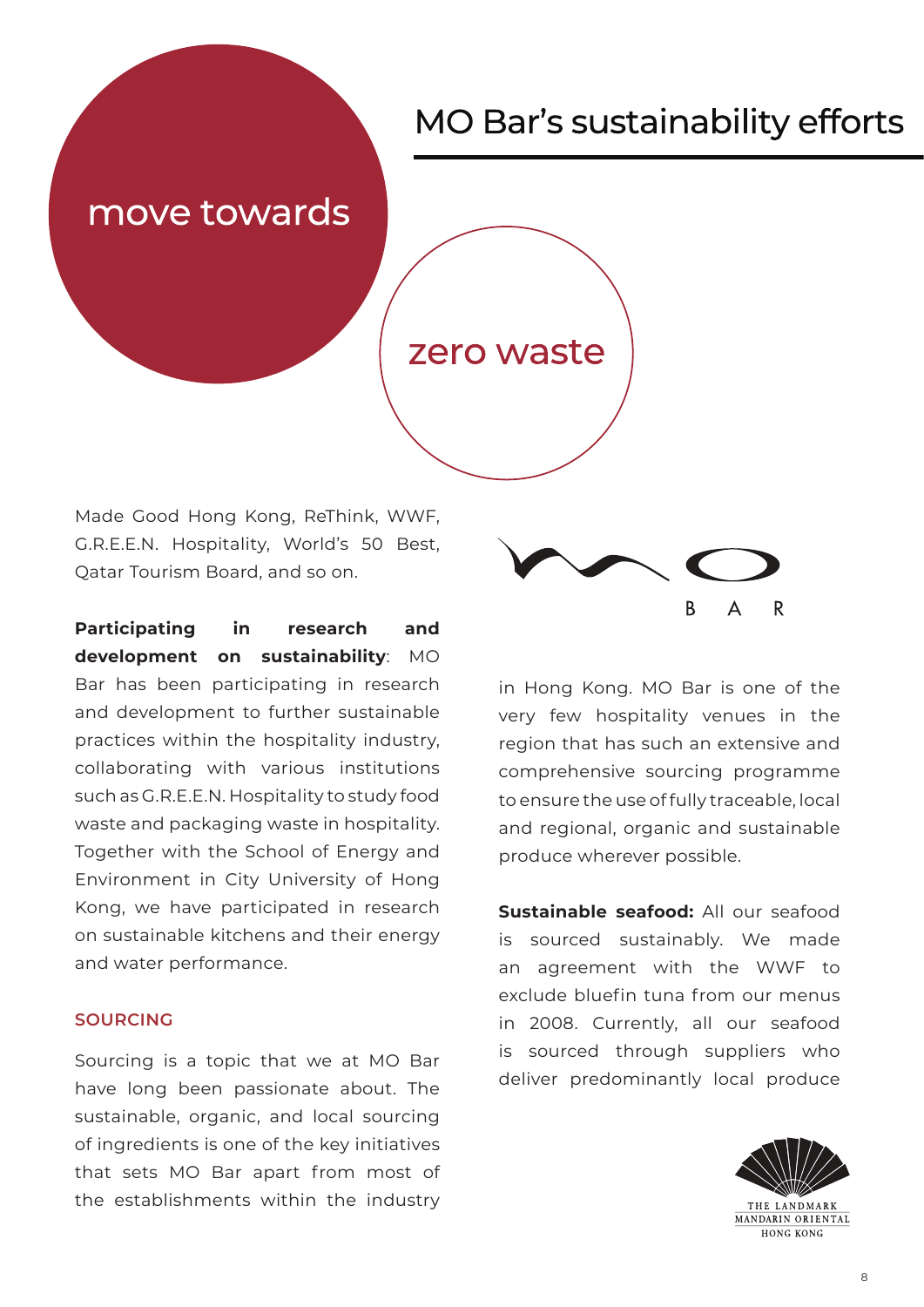# MO Bar's sustainability efforts

## move towards zero waste

Made Good Hong Kong, ReThink, WWF, G.R.E.E.N. Hospitality, World's 50 Best, Qatar Tourism Board, and so on.

**Participating in research and development on sustainability**: MO Bar has been participating in research and development to further sustainable practices within the hospitality industry, collaborating with various institutions such as G.R.E.E.N. Hospitality to study food waste and packaging waste in hospitality. Together with the School of Energy and Environment in City University of Hong Kong, we have participated in research on sustainable kitchens and their energy and water performance.

### SOURCING

Sourcing is a topic that we at MO Bar have long been passionate about. The sustainable, organic, and local sourcing of ingredients is one of the key initiatives that sets MO Bar apart from most of the establishments within the industry in Hong Kong. MO Bar is one of the very few hospitality venues in the region that has such an extensive and comprehensive sourcing programme to ensure the use of fully traceable, local and regional, organic and sustainable produce wherever possible.

**Sustainable seafood:** All our seafood is sourced sustainably. We made an agreement with the WWF to exclude bluefin tuna from our menus in 2008. Currently, all our seafood is sourced through suppliers who deliver predominantly local produce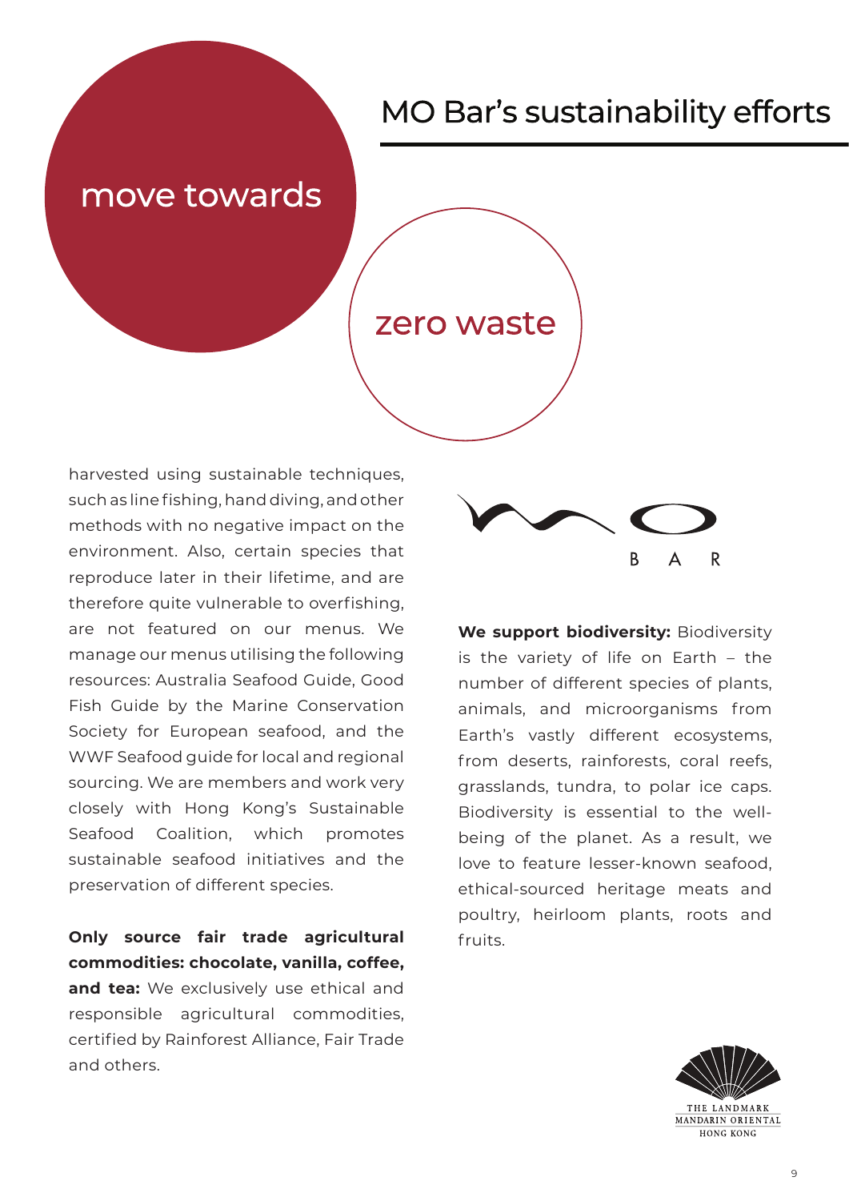# MO Bar's sustainability efforts

## move towards zero waste

harvested using sustainable techniques, such as line fishing, hand diving, and other methods with no negative impact on the environment. Also, certain species that reproduce later in their lifetime, and are therefore quite vulnerable to overfishing, are not featured on our menus. We manage our menus utilising the following resources: Australia Seafood Guide, Good Fish Guide by the Marine Conservation Society for European seafood, and the WWF Seafood guide for local and regional sourcing. We are members and work very closely with Hong Kong's Sustainable Seafood Coalition, which promotes sustainable seafood initiatives and the preservation of different species.

**Only source fair trade agricultural commodities: chocolate, vanilla, coffee, and tea:** We exclusively use ethical and responsible agricultural commodities, certified by Rainforest Alliance, Fair Trade and others.

**We support biodiversity:** Biodiversity is the variety of life on Earth – the number of different species of plants, animals, and microorganisms from Earth's vastly different ecosystems, from deserts, rainforests, coral reefs, grasslands, tundra, to polar ice caps. Biodiversity is essential to the well-being of the planet. As a result, we love to feature lesser-known seafood, ethical-sourced heritage meats and poultry, heirloom plants, roots and fruits.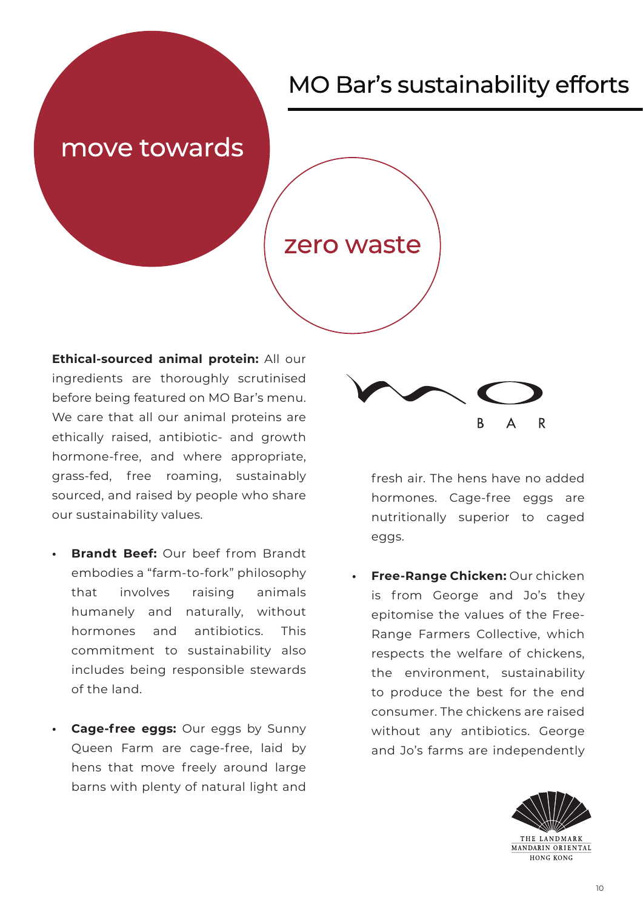# MO Bar's sustainability efforts

## move towards

## zero waste

**Ethical-sourced animal protein:** All our ingredients are thoroughly scrutinised before being featured on MO Bar's menu. We care that all our animal proteins are ethically raised, antibiotic- and growth hormone-free, and where appropriate, grass-fed, free roaming, sustainably sourced, and raised by people who share our sustainability values.

- **Brandt Beef:** Our beef from Brandt embodies a "farm-to-fork" philosophy that involves raising animals humanely and naturally, without hormones and antibiotics. This commitment to sustainability also includes being responsible stewards of the land.

- **Cage-free eggs:** Our eggs by Sunny Queen Farm are cage-free, laid by hens that move freely around large barns with plenty of natural light and fresh air. The hens have no added hormones. Cage-free eggs are nutritionally superior to caged eggs.

- **Free-Range Chicken:** Our chicken is from George and Jo's they epitomise the values of the Free-Range Farmers Collective, which respects the welfare of chickens, the environment, sustainability to produce the best for the end consumer. The chickens are raised without any antibiotics. George and Jo's farms are independently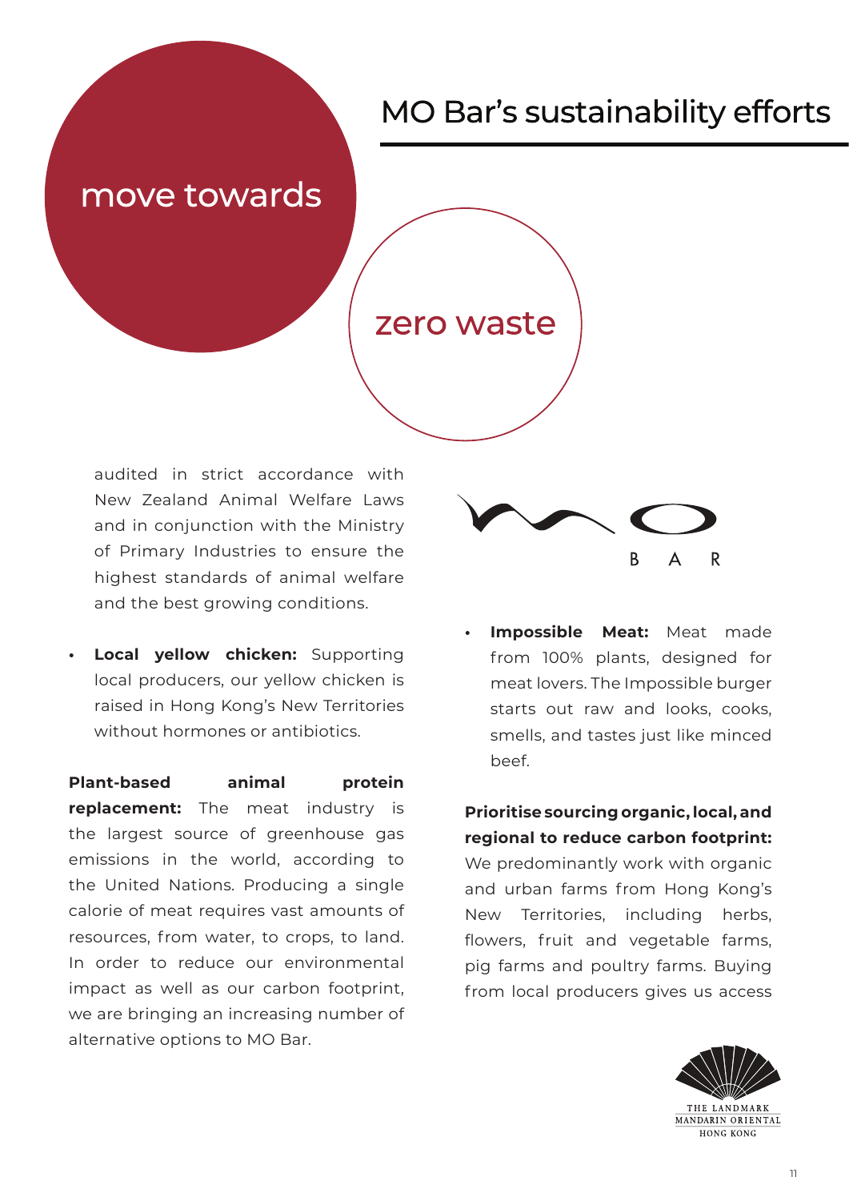# MO Bar's sustainability efforts

## move towards zero waste

audited in strict accordance with New Zealand Animal Welfare Laws and in conjunction with the Ministry of Primary Industries to ensure the highest standards of animal welfare and the best growing conditions.

- **Local yellow chicken:** Supporting local producers, our yellow chicken is raised in Hong Kong's New Territories without hormones or antibiotics.

**Plant-based animal protein replacement:** The meat industry is the largest source of greenhouse gas emissions in the world, according to the United Nations. Producing a single calorie of meat requires vast amounts of resources, from water, to crops, to land. In order to reduce our environmental impact as well as our carbon footprint, we are bringing an increasing number of alternative options to MO Bar.

- **Impossible Meat:** Meat made from 100% plants, designed for meat lovers. The Impossible burger starts out raw and looks, cooks, smells, and tastes just like minced beef.

**Prioritise sourcing organic, local, and regional to reduce carbon footprint:** We predominantly work with organic and urban farms from Hong Kong's New Territories, including herbs, flowers, fruit and vegetable farms, pig farms and poultry farms. Buying from local producers gives us access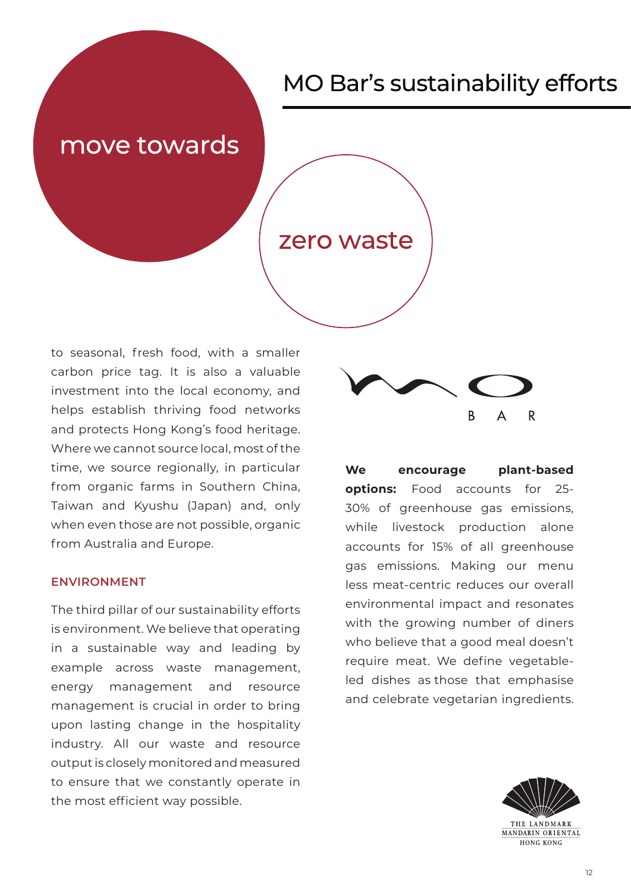# MO Bar's sustainability efforts

move towards

zero waste

to seasonal, fresh food, with a smaller carbon price tag. It is also a valuable investment into the local economy, and helps establish thriving food networks and protects Hong Kong's food heritage. Where we cannot source local, most of the time, we source regionally, in particular from organic farms in Southern China, Taiwan and Kyushu (Japan) and, only when even those are not possible, organic from Australia and Europe.

### ENVIRONMENT

The third pillar of our sustainability efforts is environment. We believe that operating in a sustainable way and leading by example across waste management, energy management and resource management is crucial in order to bring upon lasting change in the hospitality industry. All our waste and resource output is closely monitored and measured to ensure that we constantly operate in the most efficient way possible.

**We encourage plant-based options:** Food accounts for 25-30% of greenhouse gas emissions, while livestock production alone accounts for 15% of all greenhouse gas emissions. Making our menu less meat-centric reduces our overall environmental impact and resonates with the growing number of diners who believe that a good meal doesn't require meat. We define vegetable-led dishes as those that emphasise and celebrate vegetarian ingredients.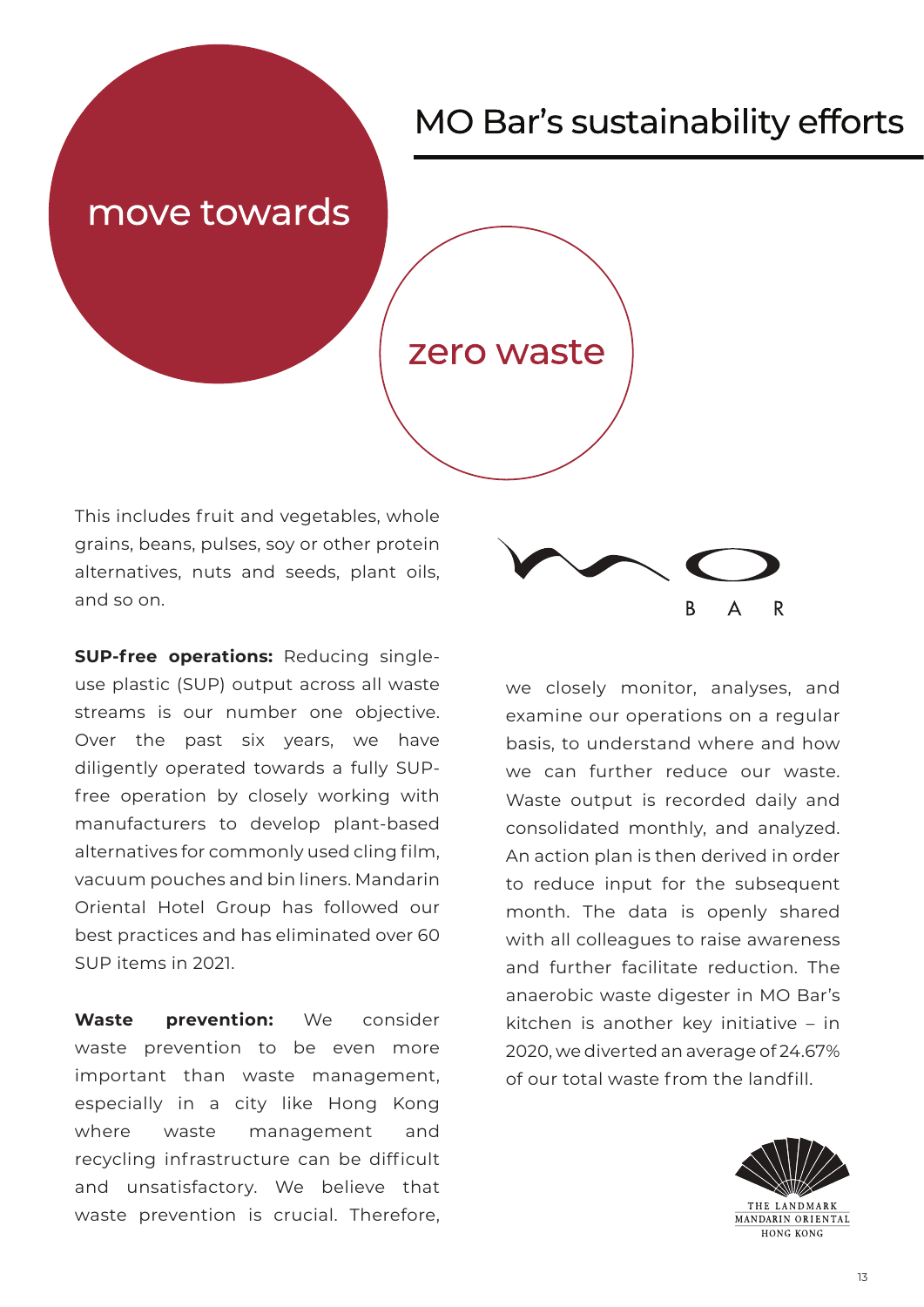# MO Bar's sustainability efforts

## move towards zero waste

This includes fruit and vegetables, whole grains, beans, pulses, soy or other protein alternatives, nuts and seeds, plant oils, and so on.

**SUP-free operations:** Reducing single-use plastic (SUP) output across all waste streams is our number one objective. Over the past six years, we have diligently operated towards a fully SUP-free operation by closely working with manufacturers to develop plant-based alternatives for commonly used cling film, vacuum pouches and bin liners. Mandarin Oriental Hotel Group has followed our best practices and has eliminated over 60 SUP items in 2021.

**Waste prevention:** We consider waste prevention to be even more important than waste management, especially in a city like Hong Kong where waste management and recycling infrastructure can be difficult and unsatisfactory. We believe that waste prevention is crucial. Therefore, we closely monitor, analyses, and examine our operations on a regular basis, to understand where and how we can further reduce our waste. Waste output is recorded daily and consolidated monthly, and analyzed. An action plan is then derived in order to reduce input for the subsequent month. The data is openly shared with all colleagues to raise awareness and further facilitate reduction. The anaerobic waste digester in MO Bar's kitchen is another key initiative – in 2020, we diverted an average of 24.67% of our total waste from the landfill.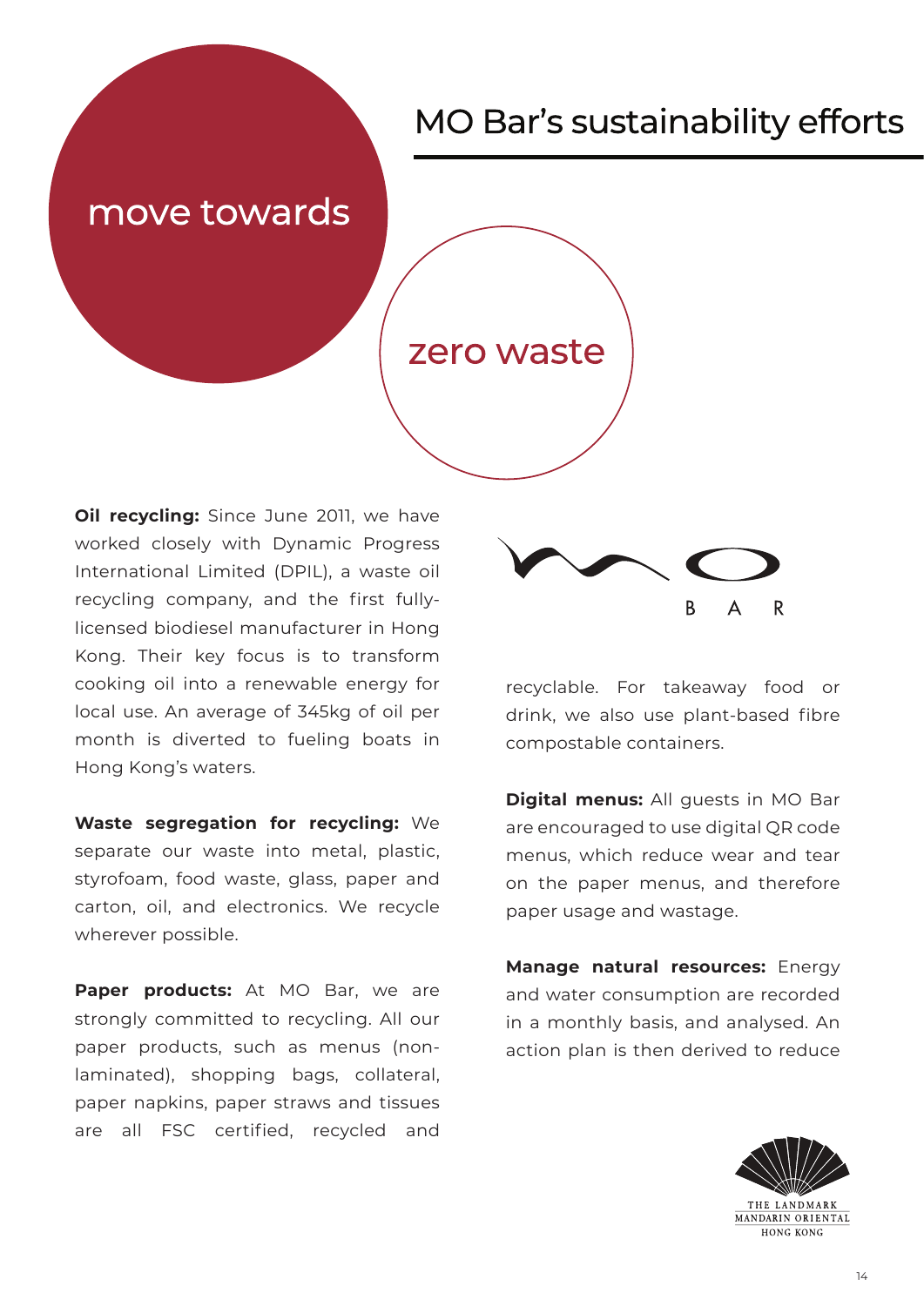# MO Bar's sustainability efforts

## move towards zero waste

**Oil recycling:** Since June 2011, we have worked closely with Dynamic Progress International Limited (DPIL), a waste oil recycling company, and the first fully-licensed biodiesel manufacturer in Hong Kong. Their key focus is to transform cooking oil into a renewable energy for local use. An average of 345kg of oil per month is diverted to fueling boats in Hong Kong's waters.

**Waste segregation for recycling:** We separate our waste into metal, plastic, styrofoam, food waste, glass, paper and carton, oil, and electronics. We recycle wherever possible.

**Paper products:** At MO Bar, we are strongly committed to recycling. All our paper products, such as menus (non-laminated), shopping bags, collateral, paper napkins, paper straws and tissues are all FSC certified, recycled and recyclable. For takeaway food or drink, we also use plant-based fibre compostable containers.

**Digital menus:** All guests in MO Bar are encouraged to use digital QR code menus, which reduce wear and tear on the paper menus, and therefore paper usage and wastage.

**Manage natural resources:** Energy and water consumption are recorded in a monthly basis, and analysed. An action plan is then derived to reduce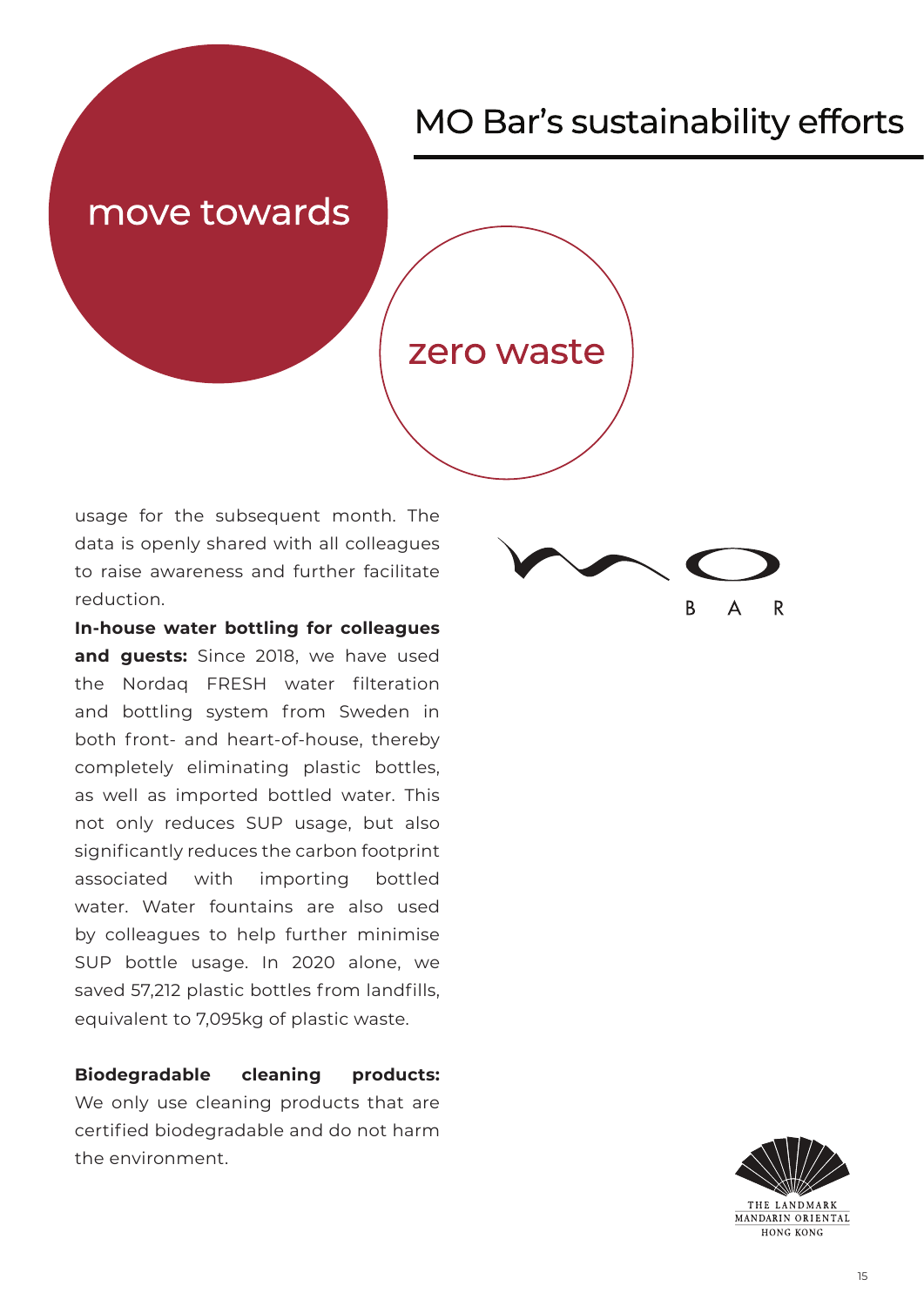# MO Bar's sustainability efforts

## move towards zero waste

usage for the subsequent month. The data is openly shared with all colleagues to raise awareness and further facilitate reduction.

**In-house water bottling for colleagues and guests:** Since 2018, we have used the Nordaq FRESH water filteration and bottling system from Sweden in both front- and heart-of-house, thereby completely eliminating plastic bottles, as well as imported bottled water. This not only reduces SUP usage, but also significantly reduces the carbon footprint associated with importing bottled water. Water fountains are also used by colleagues to help further minimise SUP bottle usage. In 2020 alone, we saved 57,212 plastic bottles from landfills, equivalent to 7,095kg of plastic waste.

**Biodegradable cleaning products:** We only use cleaning products that are certified biodegradable and do not harm the environment.

MO BAR

THE LANDMARK MANDARIN ORIENTAL HONG KONG